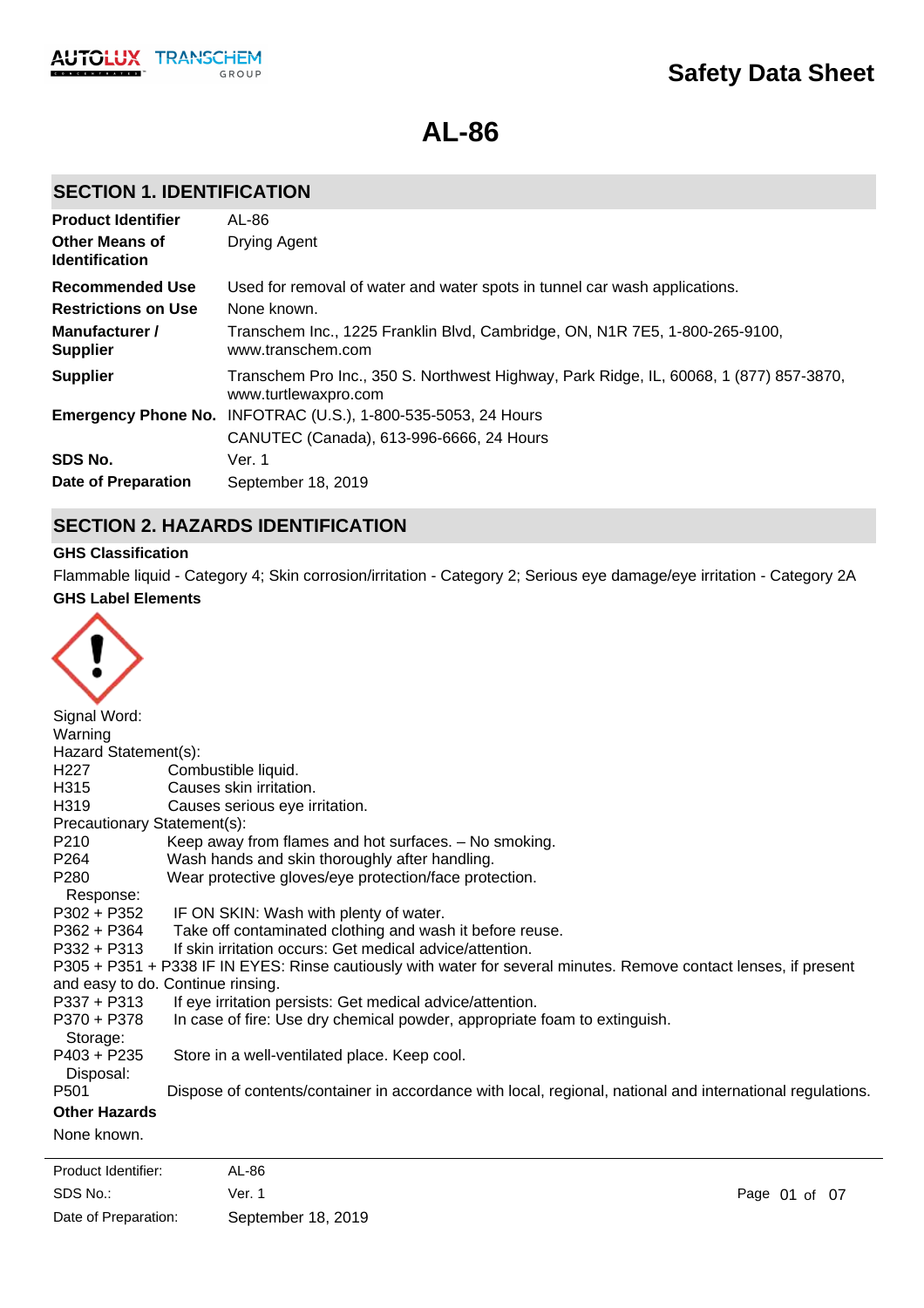# Safety Data Sheet

# AL-86

## SECTION 1. IDENTIFICATION

| | |
|---|---|
| **Product Identifier** | AL-86 |
| **Other Means of Identification** | Drying Agent |
| **Recommended Use** | Used for removal of water and water spots in tunnel car wash applications. |
| **Restrictions on Use** | None known. |
| **Manufacturer / Supplier** | Transchem Inc., 1225 Franklin Blvd, Cambridge, ON, N1R 7E5, 1-800-265-9100, www.transchem.com |
| **Supplier** | Transchem Pro Inc., 350 S. Northwest Highway, Park Ridge, IL, 60068, 1 (877) 857-3870, www.turtlewaxpro.com |
| **Emergency Phone No.** | INFOTRAC (U.S.), 1-800-535-5053, 24 Hours<br>CANUTEC (Canada), 613-996-6666, 24 Hours |
| **SDS No.** | Ver. 1 |
| **Date of Preparation** | September 18, 2019 |

## SECTION 2. HAZARDS IDENTIFICATION

**GHS Classification**

Flammable liquid - Category 4; Skin corrosion/irritation - Category 2; Serious eye damage/eye irritation - Category 2A

**GHS Label Elements**

Signal Word:
Warning

Hazard Statement(s):

| | |
|---|---|
| H227 | Combustible liquid. |
| H315 | Causes skin irritation. |
| H319 | Causes serious eye irritation. |

Precautionary Statement(s):

| | |
|---|---|
| P210 | Keep away from flames and hot surfaces. – No smoking. |
| P264 | Wash hands and skin thoroughly after handling. |
| P280 | Wear protective gloves/eye protection/face protection. |

Response:

| | |
|---|---|
| P302 + P352 | IF ON SKIN: Wash with plenty of water. |
| P362 + P364 | Take off contaminated clothing and wash it before reuse. |
| P332 + P313 | If skin irritation occurs: Get medical advice/attention. |

P305 + P351 + P338 IF IN EYES: Rinse cautiously with water for several minutes. Remove contact lenses, if present and easy to do. Continue rinsing.

| | |
|---|---|
| P337 + P313 | If eye irritation persists: Get medical advice/attention. |
| P370 + P378 | In case of fire: Use dry chemical powder, appropriate foam to extinguish. |

Storage:

| | |
|---|---|
| P403 + P235 | Store in a well-ventilated place. Keep cool. |

Disposal:

| | |
|---|---|
| P501 | Dispose of contents/container in accordance with local, regional, national and international regulations. |

**Other Hazards**

None known.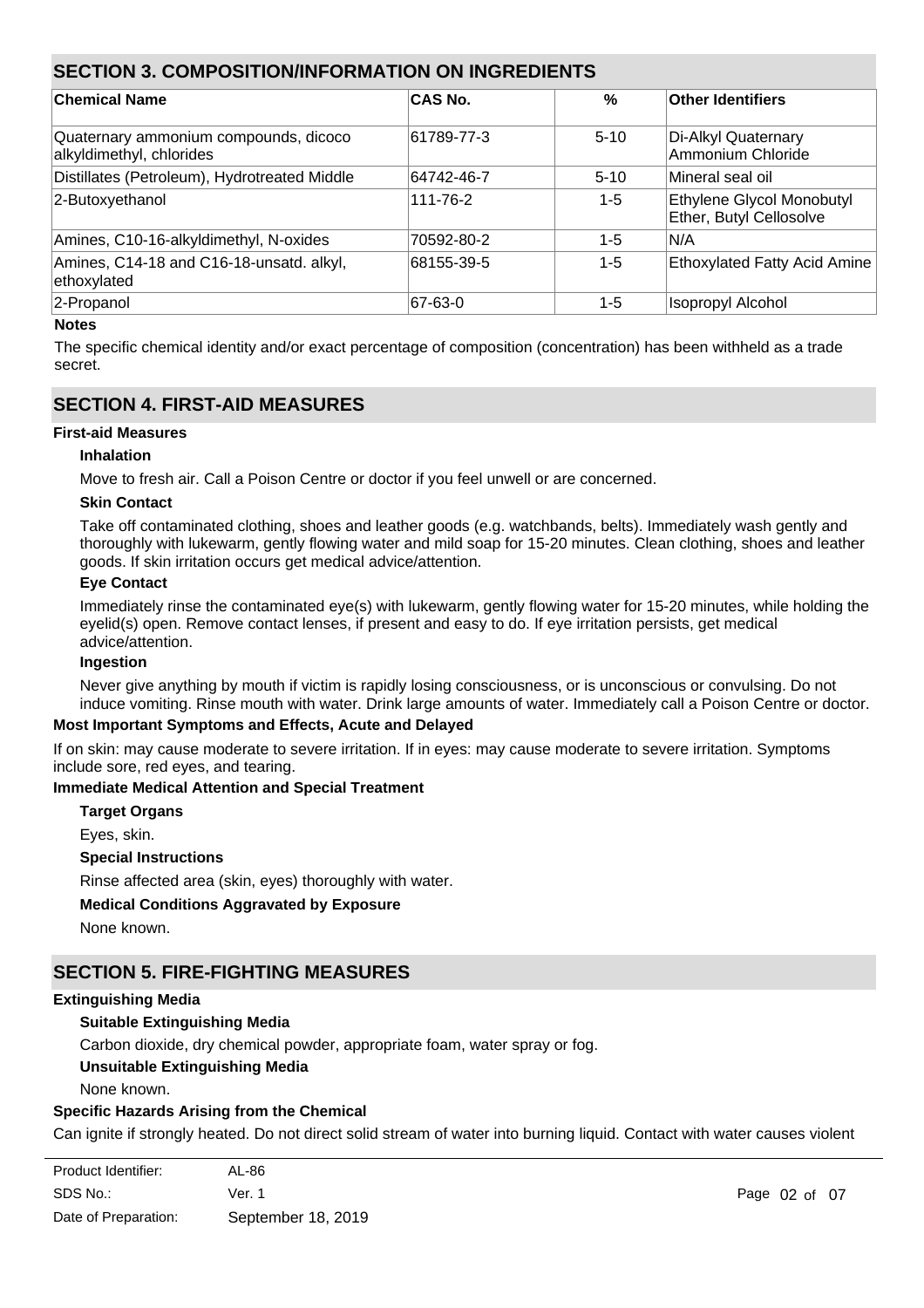## SECTION 3. COMPOSITION/INFORMATION ON INGREDIENTS

| Chemical Name | CAS No. | % | Other Identifiers |
|---|---|---|---|
| Quaternary ammonium compounds, dicoco alkyldimethyl, chlorides | 61789-77-3 | 5-10 | Di-Alkyl Quaternary Ammonium Chloride |
| Distillates (Petroleum), Hydrotreated Middle | 64742-46-7 | 5-10 | Mineral seal oil |
| 2-Butoxyethanol | 111-76-2 | 1-5 | Ethylene Glycol Monobutyl Ether, Butyl Cellosolve |
| Amines, C10-16-alkyldimethyl, N-oxides | 70592-80-2 | 1-5 | N/A |
| Amines, C14-18 and C16-18-unsatd. alkyl, ethoxylated | 68155-39-5 | 1-5 | Ethoxylated Fatty Acid Amine |
| 2-Propanol | 67-63-0 | 1-5 | Isopropyl Alcohol |

**Notes**

The specific chemical identity and/or exact percentage of composition (concentration) has been withheld as a trade secret.

## SECTION 4. FIRST-AID MEASURES

**First-aid Measures**

**Inhalation**

Move to fresh air. Call a Poison Centre or doctor if you feel unwell or are concerned.

**Skin Contact**

Take off contaminated clothing, shoes and leather goods (e.g. watchbands, belts). Immediately wash gently and thoroughly with lukewarm, gently flowing water and mild soap for 15-20 minutes. Clean clothing, shoes and leather goods. If skin irritation occurs get medical advice/attention.

**Eye Contact**

Immediately rinse the contaminated eye(s) with lukewarm, gently flowing water for 15-20 minutes, while holding the eyelid(s) open. Remove contact lenses, if present and easy to do. If eye irritation persists, get medical advice/attention.

**Ingestion**

Never give anything by mouth if victim is rapidly losing consciousness, or is unconscious or convulsing. Do not induce vomiting. Rinse mouth with water. Drink large amounts of water. Immediately call a Poison Centre or doctor.

**Most Important Symptoms and Effects, Acute and Delayed**

If on skin: may cause moderate to severe irritation. If in eyes: may cause moderate to severe irritation. Symptoms include sore, red eyes, and tearing.

**Immediate Medical Attention and Special Treatment**

**Target Organs**

Eyes, skin.

**Special Instructions**

Rinse affected area (skin, eyes) thoroughly with water.

**Medical Conditions Aggravated by Exposure**

None known.

## SECTION 5. FIRE-FIGHTING MEASURES

**Extinguishing Media**

**Suitable Extinguishing Media**

Carbon dioxide, dry chemical powder, appropriate foam, water spray or fog.

**Unsuitable Extinguishing Media**

None known.

**Specific Hazards Arising from the Chemical**

Can ignite if strongly heated. Do not direct solid stream of water into burning liquid. Contact with water causes violent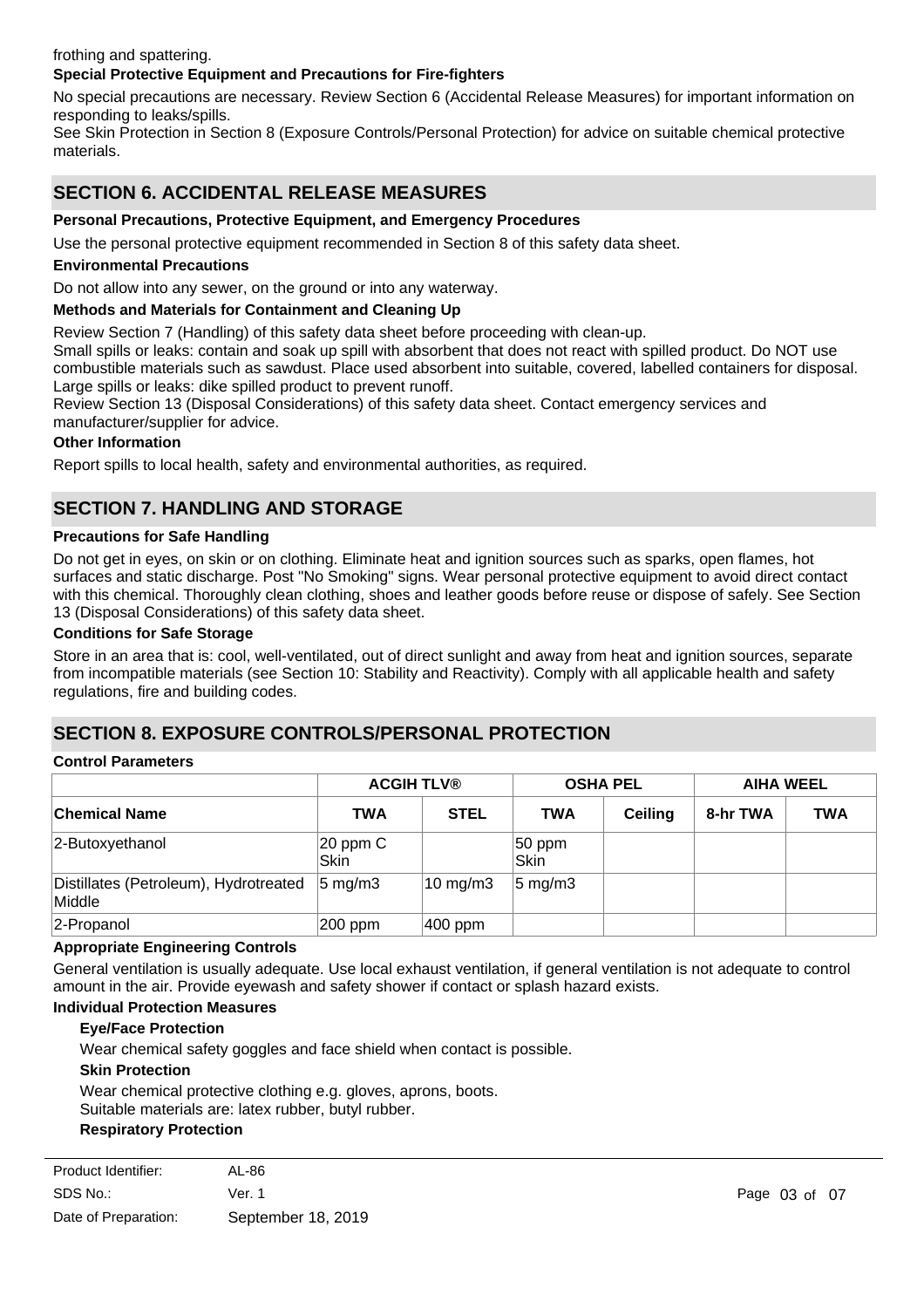frothing and spattering.

**Special Protective Equipment and Precautions for Fire-fighters**

No special precautions are necessary. Review Section 6 (Accidental Release Measures) for important information on responding to leaks/spills.
See Skin Protection in Section 8 (Exposure Controls/Personal Protection) for advice on suitable chemical protective materials.

## SECTION 6. ACCIDENTAL RELEASE MEASURES

**Personal Precautions, Protective Equipment, and Emergency Procedures**

Use the personal protective equipment recommended in Section 8 of this safety data sheet.

**Environmental Precautions**

Do not allow into any sewer, on the ground or into any waterway.

**Methods and Materials for Containment and Cleaning Up**

Review Section 7 (Handling) of this safety data sheet before proceeding with clean-up.
Small spills or leaks: contain and soak up spill with absorbent that does not react with spilled product. Do NOT use combustible materials such as sawdust. Place used absorbent into suitable, covered, labelled containers for disposal.
Large spills or leaks: dike spilled product to prevent runoff.
Review Section 13 (Disposal Considerations) of this safety data sheet. Contact emergency services and manufacturer/supplier for advice.

**Other Information**

Report spills to local health, safety and environmental authorities, as required.

## SECTION 7. HANDLING AND STORAGE

**Precautions for Safe Handling**

Do not get in eyes, on skin or on clothing. Eliminate heat and ignition sources such as sparks, open flames, hot surfaces and static discharge. Post "No Smoking" signs. Wear personal protective equipment to avoid direct contact with this chemical. Thoroughly clean clothing, shoes and leather goods before reuse or dispose of safely. See Section 13 (Disposal Considerations) of this safety data sheet.

**Conditions for Safe Storage**

Store in an area that is: cool, well-ventilated, out of direct sunlight and away from heat and ignition sources, separate from incompatible materials (see Section 10: Stability and Reactivity). Comply with all applicable health and safety regulations, fire and building codes.

## SECTION 8. EXPOSURE CONTROLS/PERSONAL PROTECTION

**Control Parameters**

| | ACGIH TLV® | | OSHA PEL | | AIHA WEEL | |
|---|---|---|---|---|---|---|
| **Chemical Name** | **TWA** | **STEL** | **TWA** | **Ceiling** | **8-hr TWA** | **TWA** |
| 2-Butoxyethanol | 20 ppm C Skin | | 50 ppm Skin | | | |
| Distillates (Petroleum), Hydrotreated Middle | 5 mg/m3 | 10 mg/m3 | 5 mg/m3 | | | |
| 2-Propanol | 200 ppm | 400 ppm | | | | |

**Appropriate Engineering Controls**

General ventilation is usually adequate. Use local exhaust ventilation, if general ventilation is not adequate to control amount in the air. Provide eyewash and safety shower if contact or splash hazard exists.

**Individual Protection Measures**

**Eye/Face Protection**

Wear chemical safety goggles and face shield when contact is possible.

**Skin Protection**

Wear chemical protective clothing e.g. gloves, aprons, boots.
Suitable materials are: latex rubber, butyl rubber.

**Respiratory Protection**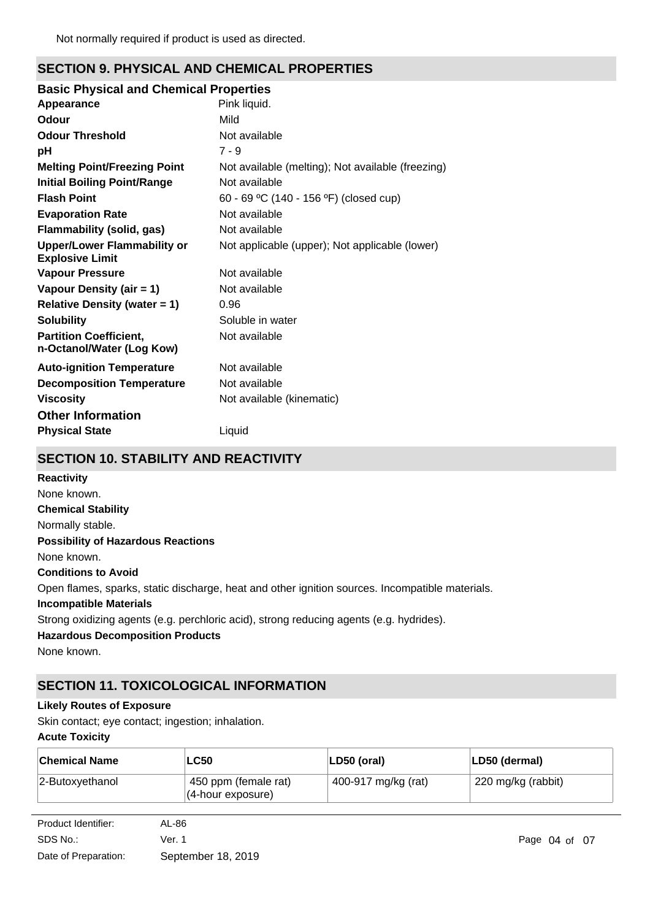Not normally required if product is used as directed.

## SECTION 9. PHYSICAL AND CHEMICAL PROPERTIES

### Basic Physical and Chemical Properties

| | |
|---|---|
| **Appearance** | Pink liquid. |
| **Odour** | Mild |
| **Odour Threshold** | Not available |
| **pH** | 7 - 9 |
| **Melting Point/Freezing Point** | Not available (melting); Not available (freezing) |
| **Initial Boiling Point/Range** | Not available |
| **Flash Point** | 60 - 69 ºC (140 - 156 ºF) (closed cup) |
| **Evaporation Rate** | Not available |
| **Flammability (solid, gas)** | Not available |
| **Upper/Lower Flammability or Explosive Limit** | Not applicable (upper); Not applicable (lower) |
| **Vapour Pressure** | Not available |
| **Vapour Density (air = 1)** | Not available |
| **Relative Density (water = 1)** | 0.96 |
| **Solubility** | Soluble in water |
| **Partition Coefficient, n-Octanol/Water (Log Kow)** | Not available |
| **Auto-ignition Temperature** | Not available |
| **Decomposition Temperature** | Not available |
| **Viscosity** | Not available (kinematic) |

### Other Information

| | |
|---|---|
| **Physical State** | Liquid |

## SECTION 10. STABILITY AND REACTIVITY

**Reactivity**

None known.

**Chemical Stability**

Normally stable.

**Possibility of Hazardous Reactions**

None known.

**Conditions to Avoid**

Open flames, sparks, static discharge, heat and other ignition sources. Incompatible materials.

**Incompatible Materials**

Strong oxidizing agents (e.g. perchloric acid), strong reducing agents (e.g. hydrides).

**Hazardous Decomposition Products**

None known.

## SECTION 11. TOXICOLOGICAL INFORMATION

**Likely Routes of Exposure**

Skin contact; eye contact; ingestion; inhalation.

**Acute Toxicity**

| Chemical Name | LC50 | LD50 (oral) | LD50 (dermal) |
|---|---|---|---|
| 2-Butoxyethanol | 450 ppm (female rat) (4-hour exposure) | 400-917 mg/kg (rat) | 220 mg/kg (rabbit) |

Product Identifier: AL-86
SDS No.: Ver. 1
Date of Preparation: September 18, 2019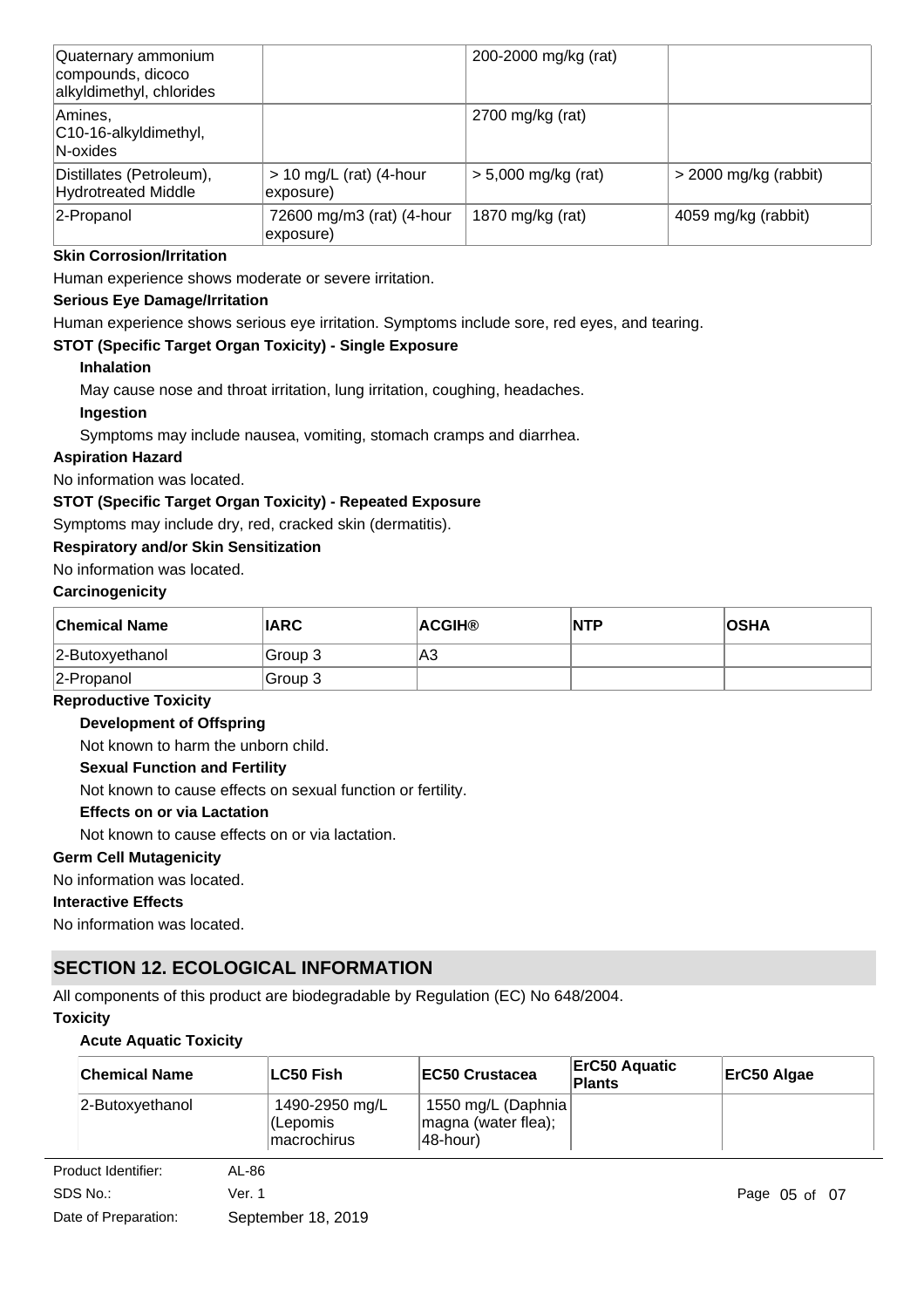| Quaternary ammonium compounds, dicoco alkyldimethyl, chlorides | | 200-2000 mg/kg (rat) | |
|---|---|---|---|
| Amines, C10-16-alkyldimethyl, N-oxides | | 2700 mg/kg (rat) | |
| Distillates (Petroleum), Hydrotreated Middle | > 10 mg/L (rat) (4-hour exposure) | > 5,000 mg/kg (rat) | > 2000 mg/kg (rabbit) |
| 2-Propanol | 72600 mg/m3 (rat) (4-hour exposure) | 1870 mg/kg (rat) | 4059 mg/kg (rabbit) |

**Skin Corrosion/Irritation**

Human experience shows moderate or severe irritation.

**Serious Eye Damage/Irritation**

Human experience shows serious eye irritation. Symptoms include sore, red eyes, and tearing.

**STOT (Specific Target Organ Toxicity) - Single Exposure**

**Inhalation**

May cause nose and throat irritation, lung irritation, coughing, headaches.

**Ingestion**

Symptoms may include nausea, vomiting, stomach cramps and diarrhea.

**Aspiration Hazard**

No information was located.

**STOT (Specific Target Organ Toxicity) - Repeated Exposure**

Symptoms may include dry, red, cracked skin (dermatitis).

**Respiratory and/or Skin Sensitization**

No information was located.

**Carcinogenicity**

| Chemical Name | IARC | ACGIH® | NTP | OSHA |
|---|---|---|---|---|
| 2-Butoxyethanol | Group 3 | A3 | | |
| 2-Propanol | Group 3 | | | |

**Reproductive Toxicity**

**Development of Offspring**

Not known to harm the unborn child.

**Sexual Function and Fertility**

Not known to cause effects on sexual function or fertility.

**Effects on or via Lactation**

Not known to cause effects on or via lactation.

**Germ Cell Mutagenicity**

No information was located.

**Interactive Effects**

No information was located.

## SECTION 12. ECOLOGICAL INFORMATION

All components of this product are biodegradable by Regulation (EC) No 648/2004.

**Toxicity**

**Acute Aquatic Toxicity**

| Chemical Name | LC50 Fish | EC50 Crustacea | ErC50 Aquatic Plants | ErC50 Algae |
|---|---|---|---|---|
| 2-Butoxyethanol | 1490-2950 mg/L (Lepomis macrochirus | 1550 mg/L (Daphnia magna (water flea); 48-hour) | | |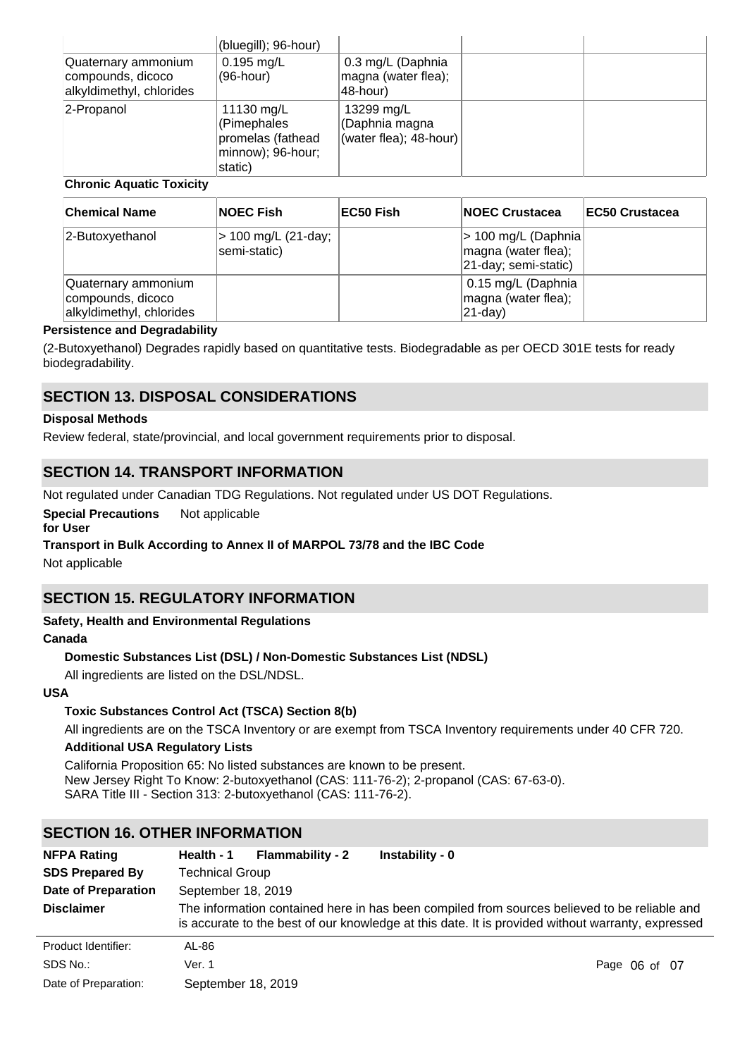| | (bluegill); 96-hour) | | | |
|---|---|---|---|---|
| Quaternary ammonium compounds, dicoco alkyldimethyl, chlorides | 0.195 mg/L (96-hour) | 0.3 mg/L (Daphnia magna (water flea); 48-hour) | | |
| 2-Propanol | 11130 mg/L (Pimephales promelas (fathead minnow); 96-hour; static) | 13299 mg/L (Daphnia magna (water flea); 48-hour) | | |

**Chronic Aquatic Toxicity**

| Chemical Name | NOEC Fish | EC50 Fish | NOEC Crustacea | EC50 Crustacea |
|---|---|---|---|---|
| 2-Butoxyethanol | > 100 mg/L (21-day; semi-static) | | > 100 mg/L (Daphnia magna (water flea); 21-day; semi-static) | |
| Quaternary ammonium compounds, dicoco alkyldimethyl, chlorides | | | 0.15 mg/L (Daphnia magna (water flea); 21-day) | |

**Persistence and Degradability**

(2-Butoxyethanol) Degrades rapidly based on quantitative tests. Biodegradable as per OECD 301E tests for ready biodegradability.

## SECTION 13. DISPOSAL CONSIDERATIONS

**Disposal Methods**

Review federal, state/provincial, and local government requirements prior to disposal.

## SECTION 14. TRANSPORT INFORMATION

Not regulated under Canadian TDG Regulations. Not regulated under US DOT Regulations.

**Special Precautions for User** Not applicable

**Transport in Bulk According to Annex II of MARPOL 73/78 and the IBC Code**

Not applicable

## SECTION 15. REGULATORY INFORMATION

**Safety, Health and Environmental Regulations**

**Canada**

**Domestic Substances List (DSL) / Non-Domestic Substances List (NDSL)**

All ingredients are listed on the DSL/NDSL.

**USA**

**Toxic Substances Control Act (TSCA) Section 8(b)**

All ingredients are on the TSCA Inventory or are exempt from TSCA Inventory requirements under 40 CFR 720.

**Additional USA Regulatory Lists**

California Proposition 65: No listed substances are known to be present.
New Jersey Right To Know: 2-butoxyethanol (CAS: 111-76-2); 2-propanol (CAS: 67-63-0).
SARA Title III - Section 313: 2-butoxyethanol (CAS: 111-76-2).

## SECTION 16. OTHER INFORMATION

**NFPA Rating** **Health - 1** **Flammability - 2** **Instability - 0**

**SDS Prepared By** Technical Group

**Date of Preparation** September 18, 2019

**Disclaimer** The information contained here in has been compiled from sources believed to be reliable and is accurate to the best of our knowledge at this date. It is provided without warranty, expressed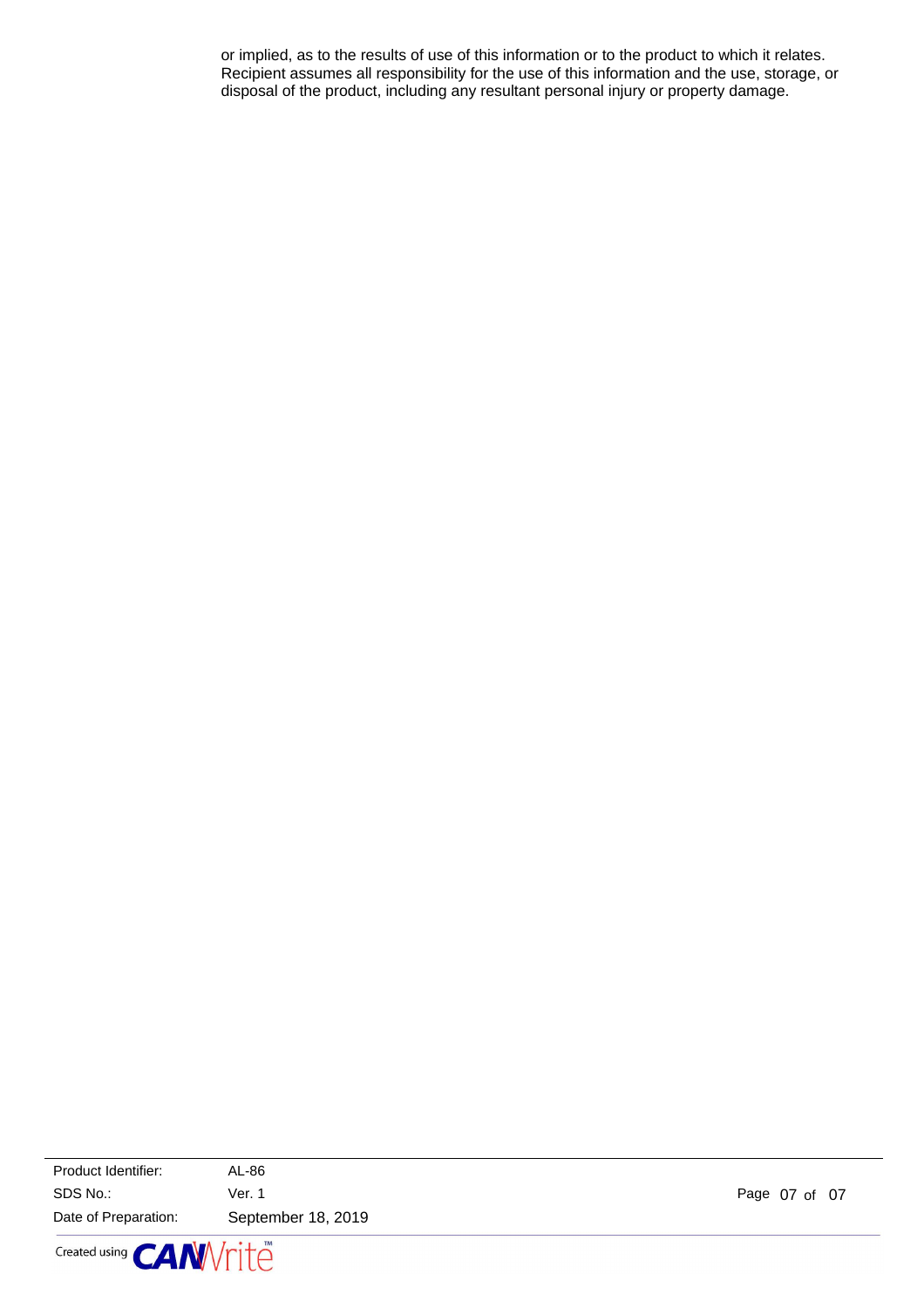or implied, as to the results of use of this information or to the product to which it relates. Recipient assumes all responsibility for the use of this information and the use, storage, or disposal of the product, including any resultant personal injury or property damage.